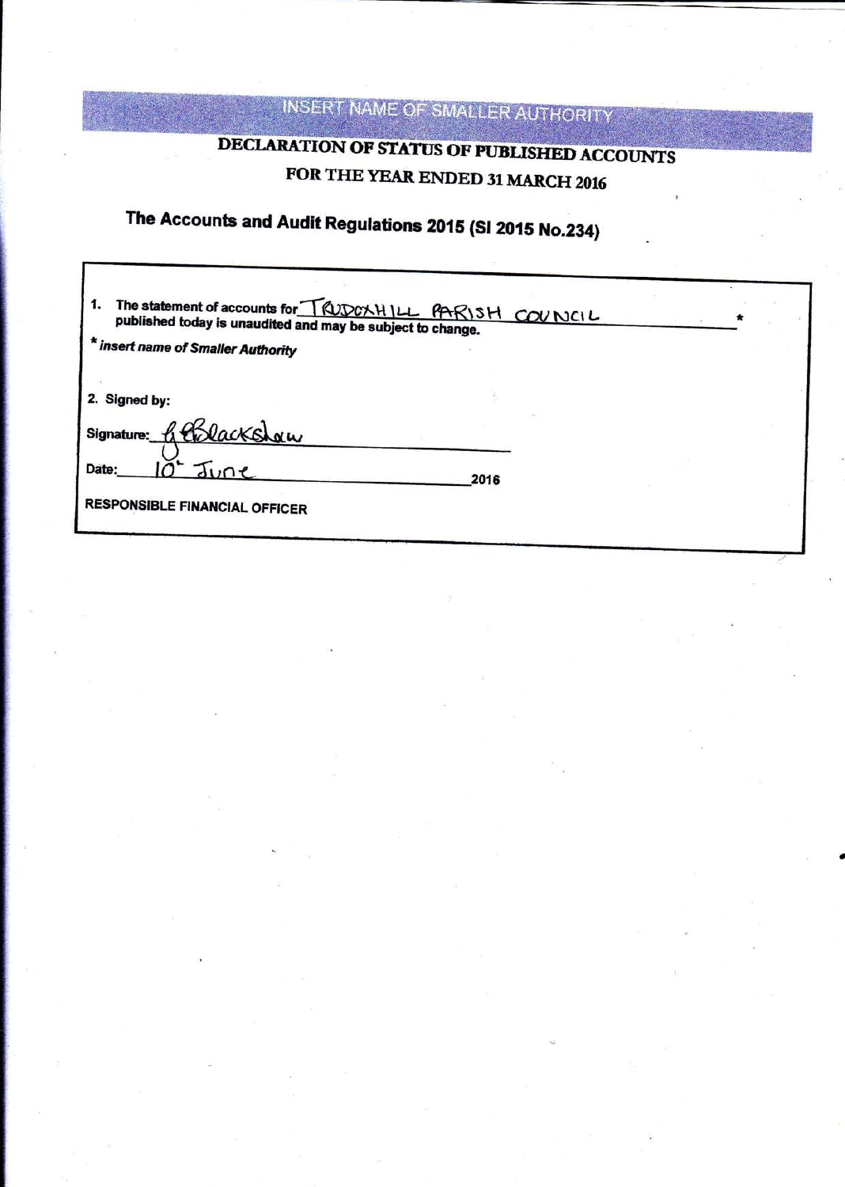INSERT NAME OF SMALLER AUTHORITY

## DECLARATION OF STATUS OF PUBLISHED ACCOUNTS

## FOR THE YEAR ENDED 31 MARCH 2016

### The Accounts and Audit Regulations 2015 (SI 2015 No.234)

1. **The statement of accounts for** TRUDOXHILL PARISH COUNCIL * **published today is unaudited and may be subject to change.**

*** *insert name of Smaller Authority***

2. **Signed by:**

**Signature:** G Blackshaw

**Date:** 10th June **2016**

**RESPONSIBLE FINANCIAL OFFICER**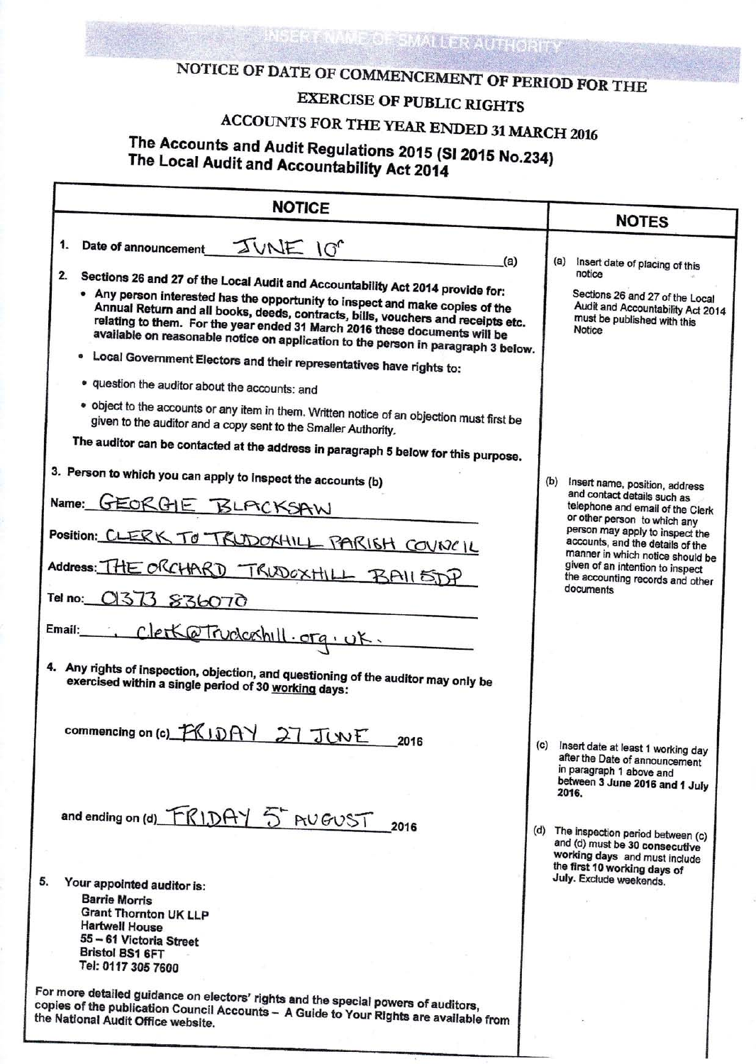INSERT NAME OF SMALLER AUTHORITY

# NOTICE OF DATE OF COMMENCEMENT OF PERIOD FOR THE EXERCISE OF PUBLIC RIGHTS

## ACCOUNTS FOR THE YEAR ENDED 31 MARCH 2016

### The Accounts and Audit Regulations 2015 (SI 2015 No.234)
### The Local Audit and Accountability Act 2014

| NOTICE | NOTES |
|---|---|
| **1. Date of announcement** JUNE 10th (a) | (a) Insert date of placing of this notice<br><br>Sections 26 and 27 of the Local Audit and Accountability Act 2014 must be published with this Notice |
| **2. Sections 26 and 27 of the Local Audit and Accountability Act 2014 provide for:**<br>• Any person interested has the opportunity to inspect and make copies of the Annual Return and all books, deeds, contracts, bills, vouchers and receipts etc. relating to them. For the year ended 31 March 2016 these documents will be available on reasonable notice on application to the person in paragraph 3 below.<br>• Local Government Electors and their representatives have rights to:<br>• question the auditor about the accounts: and<br>• object to the accounts or any item in them. Written notice of an objection must first be given to the auditor and a copy sent to the Smaller Authority.<br>**The auditor can be contacted at the address in paragraph 5 below for this purpose.** | |
| **3. Person to which you can apply to inspect the accounts (b)**<br>Name: GEORGIE BLACKSAW<br>Position: CLERK TO TRUDOXHILL PARISH COUNCIL<br>Address: THE ORCHARD TRUDOXHILL BA11 5DP<br>Tel no: 01373 836070<br>Email: clerk@trudoxhill.org.uk. | (b) Insert name, position, address and contact details such as telephone and email of the Clerk or other person to which any person may apply to inspect the accounts, and the details of the manner in which notice should be given of an intention to inspect the accounting records and other documents |
| **4. Any rights of inspection, objection, and questioning of the auditor may only be exercised within a single period of 30 working days:**<br><br>commencing on (c) FRIDAY 27 JUNE 2016<br><br>and ending on (d) FRIDAY 5th AUGUST 2016 | (c) Insert date at least 1 working day after the Date of announcement in paragraph 1 above and **between 3 June 2016 and 1 July 2016.**<br><br>(d) The inspection period between (c) and (d) must be **30 consecutive working days** and must include **the first 10 working days of July.** Exclude weekends. |
| **5. Your appointed auditor is:**<br>**Barrie Morris**<br>**Grant Thornton UK LLP**<br>**Hartwell House**<br>**55 – 61 Victoria Street**<br>**Bristol BS1 6FT**<br>**Tel: 0117 305 7600** | |
| **For more detailed guidance on electors' rights and the special powers of auditors, copies of the publication Council Accounts – A Guide to Your Rights are available from the National Audit Office website.** | |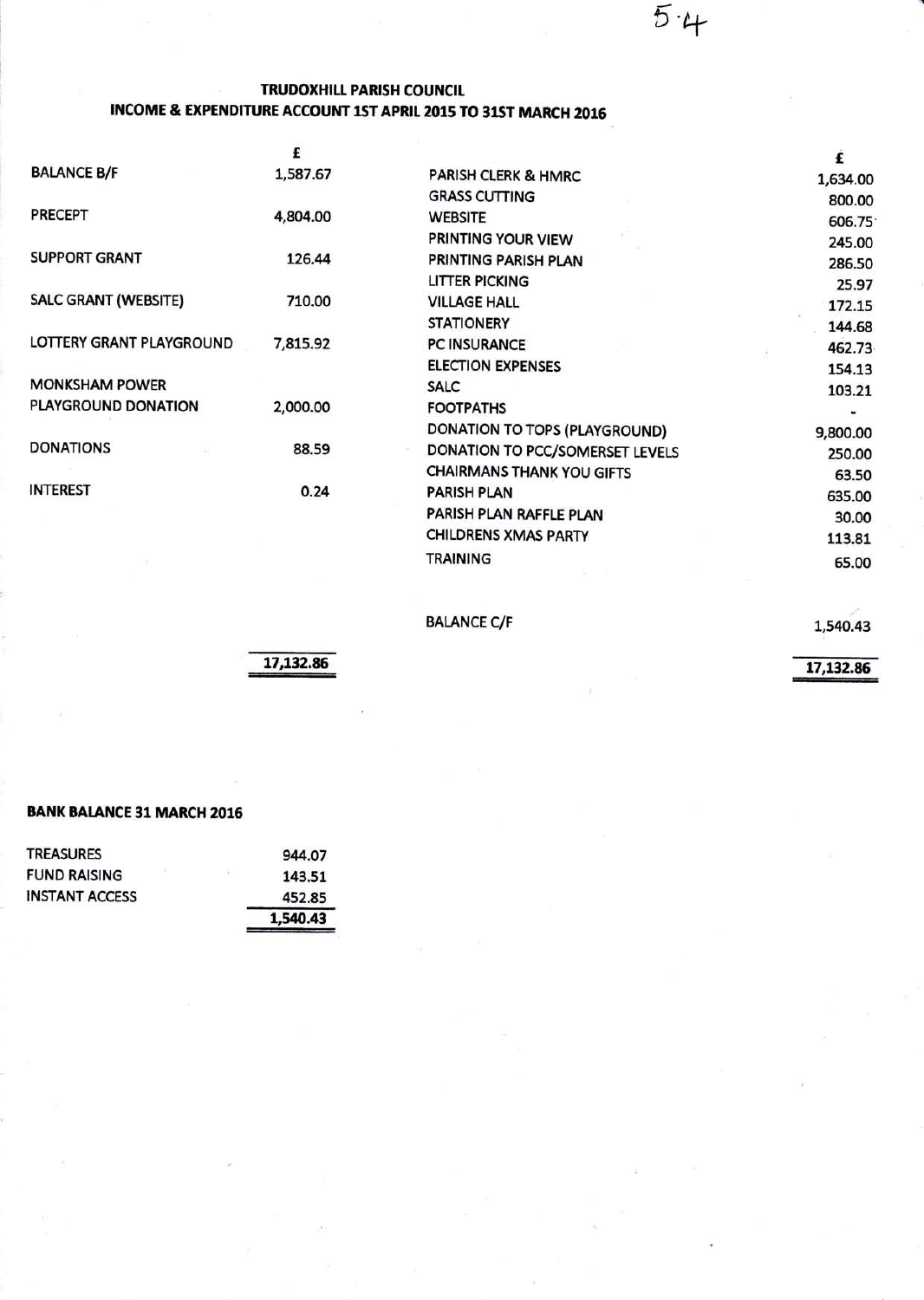5.4

## TRUDOXHILL PARISH COUNCIL
## INCOME & EXPENDITURE ACCOUNT 1ST APRIL 2015 TO 31ST MARCH 2016

| Income | £ | Expenditure | £ |
|---|---|---|---|
| BALANCE B/F | 1,587.67 | PARISH CLERK & HMRC | 1,634.00 |
| | | GRASS CUTTING | 800.00 |
| PRECEPT | 4,804.00 | WEBSITE | 606.75 |
| | | PRINTING YOUR VIEW | 245.00 |
| SUPPORT GRANT | 126.44 | PRINTING PARISH PLAN | 286.50 |
| | | LITTER PICKING | 25.97 |
| SALC GRANT (WEBSITE) | 710.00 | VILLAGE HALL | 172.15 |
| | | STATIONERY | 144.68 |
| LOTTERY GRANT PLAYGROUND | 7,815.92 | PC INSURANCE | 462.73 |
| | | ELECTION EXPENSES | 154.13 |
| MONKSHAM POWER | | SALC | 103.21 |
| PLAYGROUND DONATION | 2,000.00 | FOOTPATHS | - |
| | | DONATION TO TOPS (PLAYGROUND) | 9,800.00 |
| DONATIONS | 88.59 | DONATION TO PCC/SOMERSET LEVELS | 250.00 |
| | | CHAIRMANS THANK YOU GIFTS | 63.50 |
| INTEREST | 0.24 | PARISH PLAN | 635.00 |
| | | PARISH PLAN RAFFLE PLAN | 30.00 |
| | | CHILDRENS XMAS PARTY | 113.81 |
| | | TRAINING | 65.00 |
| | | | |
| | | BALANCE C/F | 1,540.43 |
| | **17,132.86** | | **17,132.86** |

**BANK BALANCE 31 MARCH 2016**

| | |
|---|---|
| TREASURES | 944.07 |
| FUND RAISING | 143.51 |
| INSTANT ACCESS | 452.85 |
| | **1,540.43** |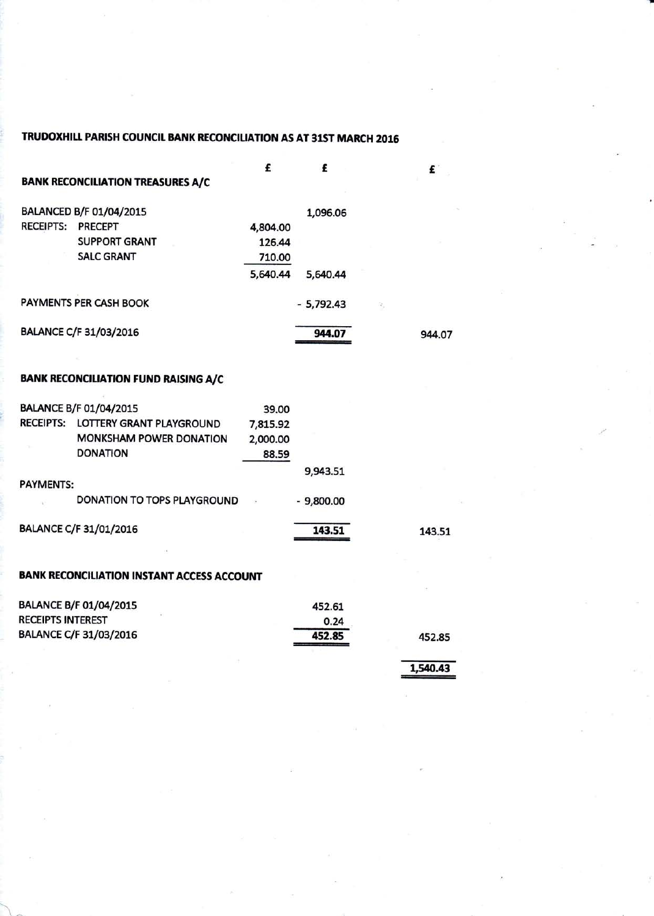# TRUDOXHILL PARISH COUNCIL BANK RECONCILIATION AS AT 31ST MARCH 2016

| | £ | £ | £ |
|---|---|---|---|
| **BANK RECONCILIATION TREASURES A/C** | | | |
| BALANCED B/F 01/04/2015 | | 1,096.06 | |
| RECEIPTS: PRECEPT | 4,804.00 | | |
| SUPPORT GRANT | 126.44 | | |
| SALC GRANT | 710.00 | | |
| | 5,640.44 | 5,640.44 | |
| PAYMENTS PER CASH BOOK | | - 5,792.43 | |
| BALANCE C/F 31/03/2016 | | **944.07** | 944.07 |
| **BANK RECONCILIATION FUND RAISING A/C** | | | |
| BALANCE B/F 01/04/2015 | 39.00 | | |
| RECEIPTS: LOTTERY GRANT PLAYGROUND | 7,815.92 | | |
| MONKSHAM POWER DONATION | 2,000.00 | | |
| DONATION | 88.59 | | |
| | | 9,943.51 | |
| PAYMENTS: | | | |
| DONATION TO TOPS PLAYGROUND | | - 9,800.00 | |
| BALANCE C/F 31/01/2016 | | **143.51** | 143.51 |
| **BANK RECONCILIATION INSTANT ACCESS ACCOUNT** | | | |
| BALANCE B/F 01/04/2015 | | 452.61 | |
| RECEIPTS INTEREST | | 0.24 | |
| BALANCE C/F 31/03/2016 | | 452.85 | 452.85 |
| | | | **1,540.43** |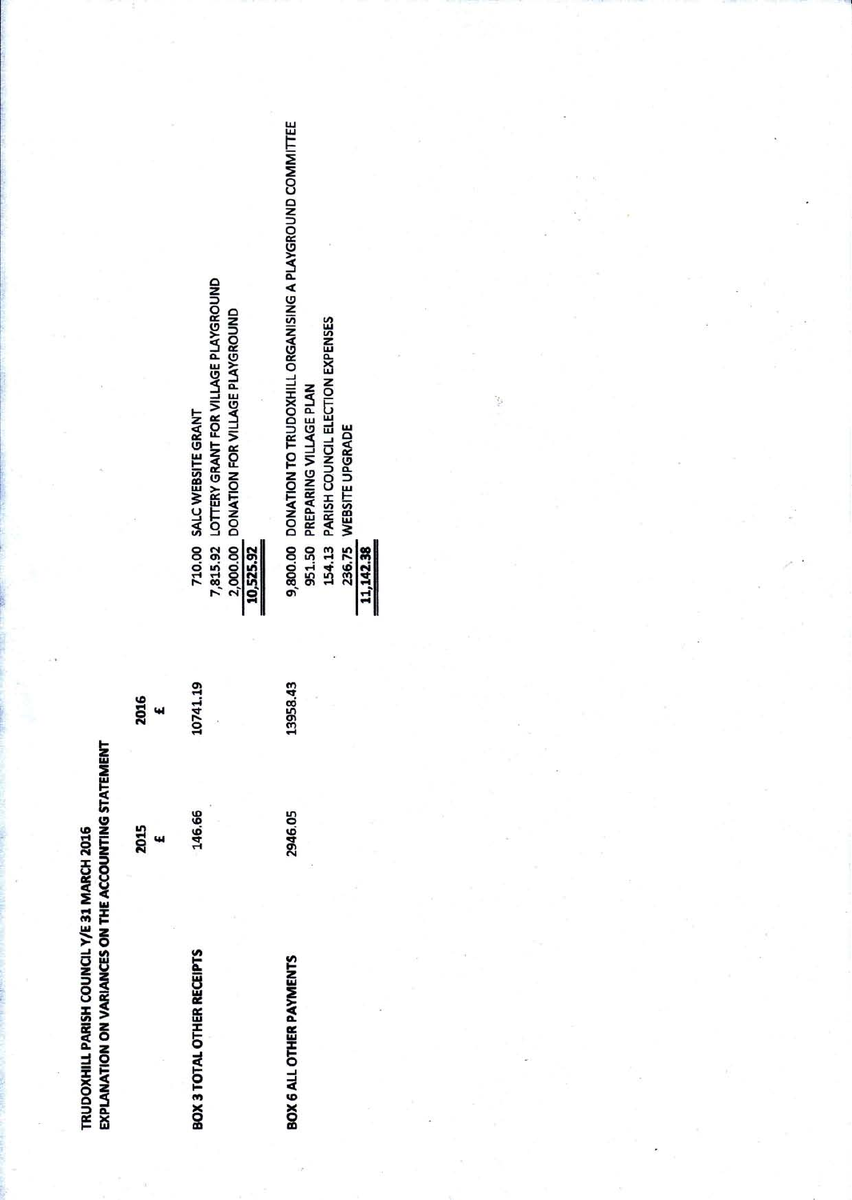**TRUDOXHILL PARISH COUNCIL Y/E 31 MARCH 2016**
**EXPLANATION ON VARIANCES ON THE ACCOUNTING STATEMENT**

| | 2015 £ | 2016 £ | | |
|---|---|---|---|---|
| **BOX 3 TOTAL OTHER RECEIPTS** | 146.66 | 10741.19 | 710.00 | SALC WEBSITE GRANT |
| | | | 7,815.92 | LOTTERY GRANT FOR VILLAGE PLAYGROUND |
| | | | 2,000.00 | DONATION FOR VILLAGE PLAYGROUND |
| | | | **10,525.92** | |
| **BOX 6 ALL OTHER PAYMENTS** | 2946.05 | 13958.43 | 9,800.00 | DONATION TO TRUDOXHILL ORGANISING A PLAYGROUND COMMITTEE |
| | | | 951.50 | PREPARING VILLAGE PLAN |
| | | | 154.13 | PARISH COUNCIL ELECTION EXPENSES |
| | | | 236.75 | WEBSITE UPGRADE |
| | | | **11,142.38** | |